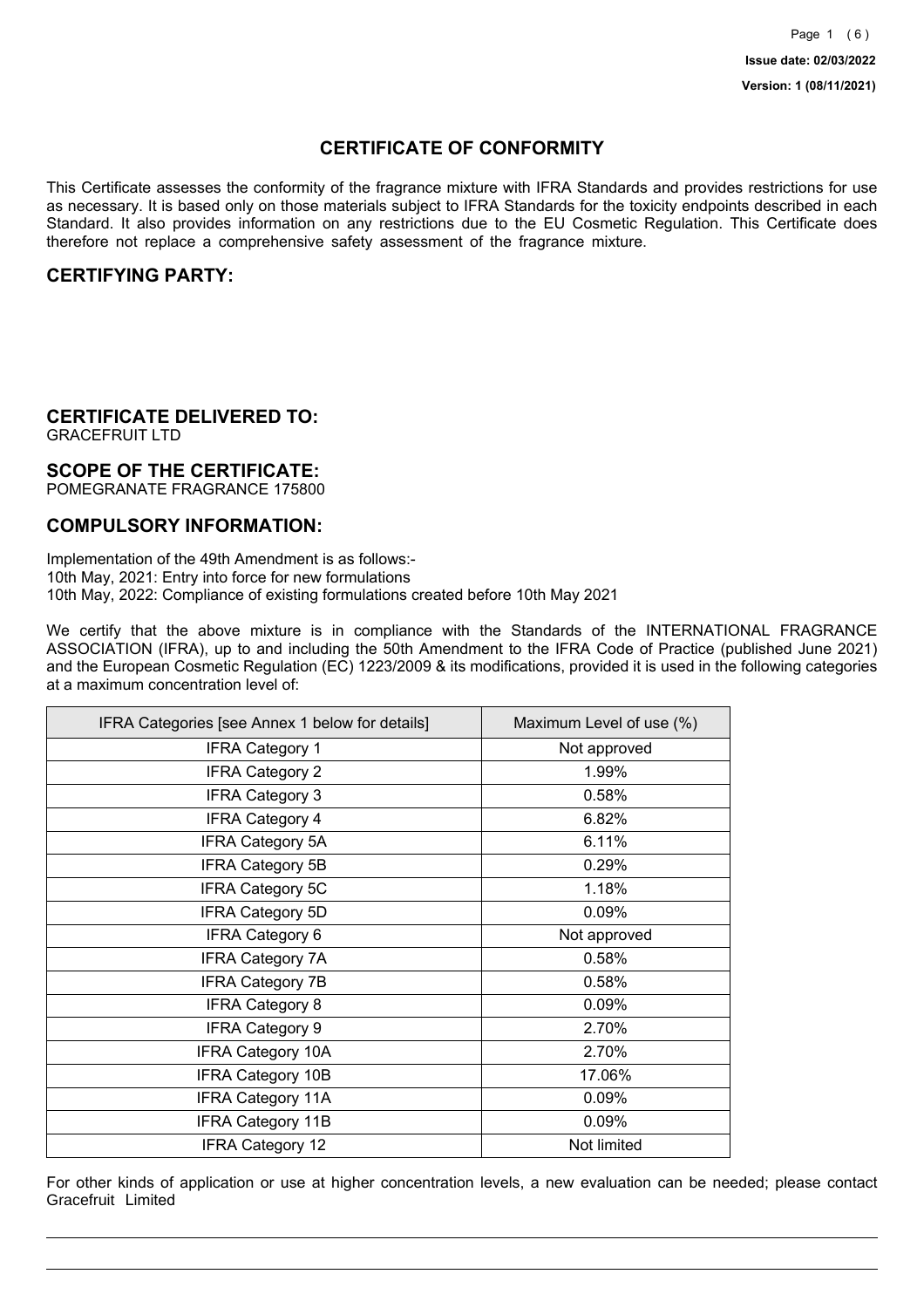Issue date: 02/03/2022

Version: 1 (08/11/2021)

# CERTIFICATE OF CONFORMITY

This Certificate assesses the conformity of the fragrance mixture with IFRA Standards and provides restrictions for use as necessary. It is based only on those materials subject to IFRA Standards for the toxicity endpoints described in each Standard. It also provides information on any restrictions due to the EU Cosmetic Regulation. This Certificate does therefore not replace a comprehensive safety assessment of the fragrance mixture.

## CERTIFYING PARTY:

## CERTIFICATE DELIVERED TO:

GRACEFRUIT LTD

## SCOPE OF THE CERTIFICATE:

POMEGRANATE FRAGRANCE 175800

## COMPULSORY INFORMATION:

Implementation of the 49th Amendment is as follows:-
10th May, 2021: Entry into force for new formulations
10th May, 2022: Compliance of existing formulations created before 10th May 2021

We certify that the above mixture is in compliance with the Standards of the INTERNATIONAL FRAGRANCE ASSOCIATION (IFRA), up to and including the 50th Amendment to the IFRA Code of Practice (published June 2021) and the European Cosmetic Regulation (EC) 1223/2009 & its modifications, provided it is used in the following categories at a maximum concentration level of:

| IFRA Categories [see Annex 1 below for details] | Maximum Level of use (%) |
| --- | --- |
| IFRA Category 1 | Not approved |
| IFRA Category 2 | 1.99% |
| IFRA Category 3 | 0.58% |
| IFRA Category 4 | 6.82% |
| IFRA Category 5A | 6.11% |
| IFRA Category 5B | 0.29% |
| IFRA Category 5C | 1.18% |
| IFRA Category 5D | 0.09% |
| IFRA Category 6 | Not approved |
| IFRA Category 7A | 0.58% |
| IFRA Category 7B | 0.58% |
| IFRA Category 8 | 0.09% |
| IFRA Category 9 | 2.70% |
| IFRA Category 10A | 2.70% |
| IFRA Category 10B | 17.06% |
| IFRA Category 11A | 0.09% |
| IFRA Category 11B | 0.09% |
| IFRA Category 12 | Not limited |

For other kinds of application or use at higher concentration levels, a new evaluation can be needed; please contact Gracefruit Limited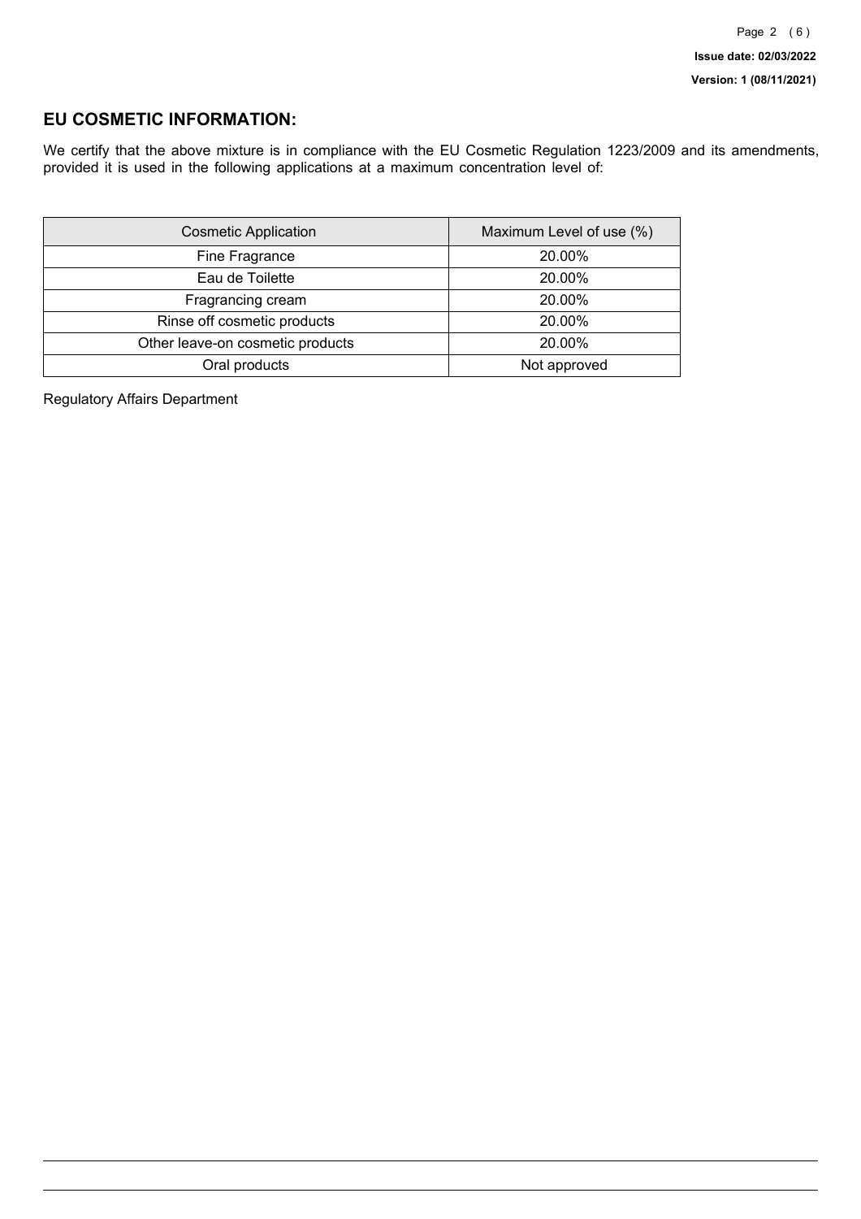## EU COSMETIC INFORMATION:

We certify that the above mixture is in compliance with the EU Cosmetic Regulation 1223/2009 and its amendments, provided it is used in the following applications at a maximum concentration level of:

| Cosmetic Application | Maximum Level of use (%) |
|---|---|
| Fine Fragrance | 20.00% |
| Eau de Toilette | 20.00% |
| Fragrancing cream | 20.00% |
| Rinse off cosmetic products | 20.00% |
| Other leave-on cosmetic products | 20.00% |
| Oral products | Not approved |

Regulatory Affairs Department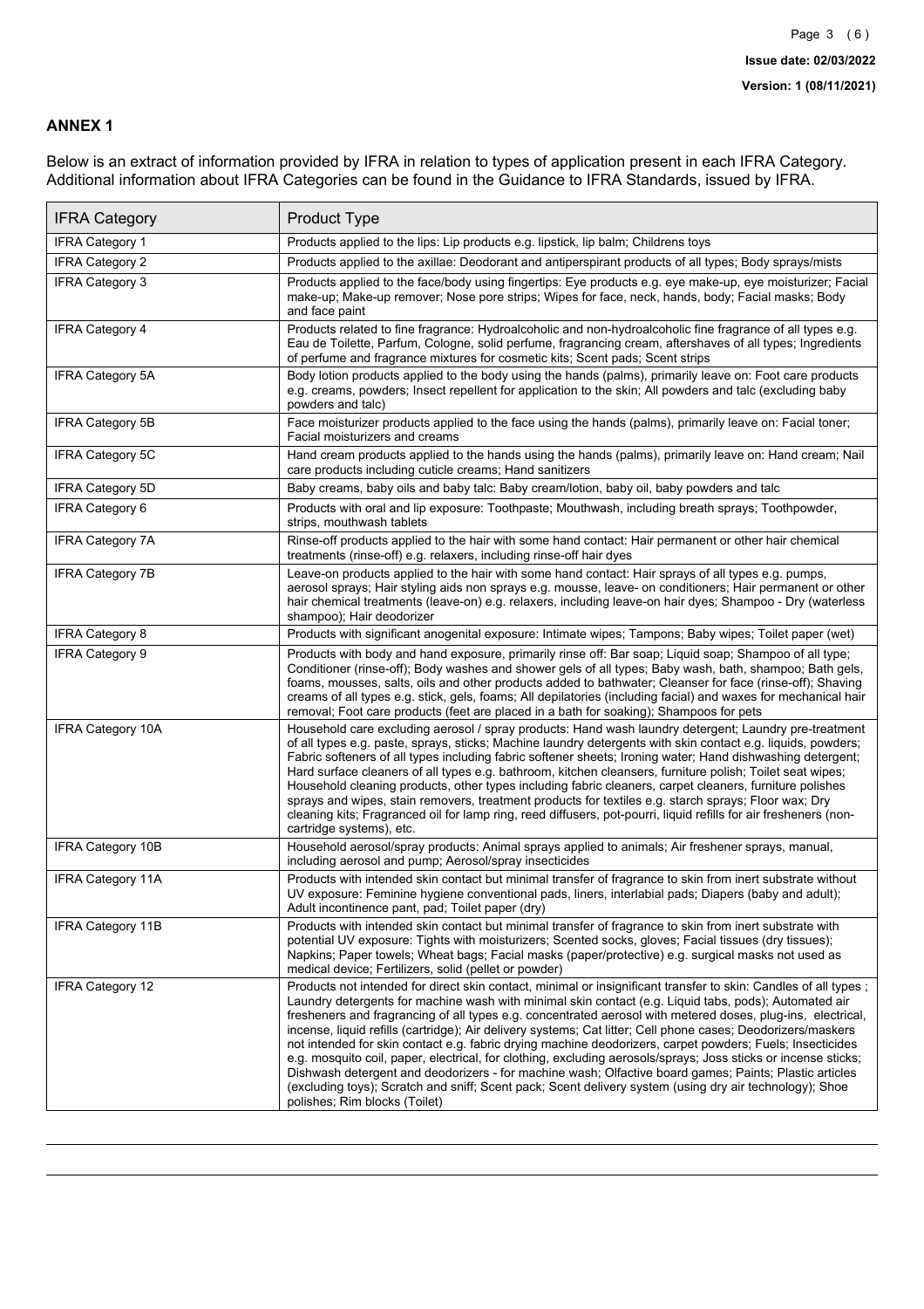## ANNEX 1

Below is an extract of information provided by IFRA in relation to types of application present in each IFRA Category. Additional information about IFRA Categories can be found in the Guidance to IFRA Standards, issued by IFRA.

| IFRA Category | Product Type |
|---|---|
| IFRA Category 1 | Products applied to the lips: Lip products e.g. lipstick, lip balm; Childrens toys |
| IFRA Category 2 | Products applied to the axillae: Deodorant and antiperspirant products of all types; Body sprays/mists |
| IFRA Category 3 | Products applied to the face/body using fingertips: Eye products e.g. eye make-up, eye moisturizer; Facial make-up; Make-up remover; Nose pore strips; Wipes for face, neck, hands, body; Facial masks; Body and face paint |
| IFRA Category 4 | Products related to fine fragrance: Hydroalcoholic and non-hydroalcoholic fine fragrance of all types e.g. Eau de Toilette, Parfum, Cologne, solid perfume, fragrancing cream, aftershaves of all types; Ingredients of perfume and fragrance mixtures for cosmetic kits; Scent pads; Scent strips |
| IFRA Category 5A | Body lotion products applied to the body using the hands (palms), primarily leave on: Foot care products e.g. creams, powders; Insect repellent for application to the skin; All powders and talc (excluding baby powders and talc) |
| IFRA Category 5B | Face moisturizer products applied to the face using the hands (palms), primarily leave on: Facial toner; Facial moisturizers and creams |
| IFRA Category 5C | Hand cream products applied to the hands using the hands (palms), primarily leave on: Hand cream; Nail care products including cuticle creams; Hand sanitizers |
| IFRA Category 5D | Baby creams, baby oils and baby talc: Baby cream/lotion, baby oil, baby powders and talc |
| IFRA Category 6 | Products with oral and lip exposure: Toothpaste; Mouthwash, including breath sprays; Toothpowder, strips, mouthwash tablets |
| IFRA Category 7A | Rinse-off products applied to the hair with some hand contact: Hair permanent or other hair chemical treatments (rinse-off) e.g. relaxers, including rinse-off hair dyes |
| IFRA Category 7B | Leave-on products applied to the hair with some hand contact: Hair sprays of all types e.g. pumps, aerosol sprays; Hair styling aids non sprays e.g. mousse, leave- on conditioners; Hair permanent or other hair chemical treatments (leave-on) e.g. relaxers, including leave-on hair dyes; Shampoo - Dry (waterless shampoo); Hair deodorizer |
| IFRA Category 8 | Products with significant anogenital exposure: Intimate wipes; Tampons; Baby wipes; Toilet paper (wet) |
| IFRA Category 9 | Products with body and hand exposure, primarily rinse off: Bar soap; Liquid soap; Shampoo of all type; Conditioner (rinse-off); Body washes and shower gels of all types; Baby wash, bath, shampoo; Bath gels, foams, mousses, salts, oils and other products added to bathwater; Cleanser for face (rinse-off); Shaving creams of all types e.g. stick, gels, foams; All depilatories (including facial) and waxes for mechanical hair removal; Foot care products (feet are placed in a bath for soaking); Shampoos for pets |
| IFRA Category 10A | Household care excluding aerosol / spray products: Hand wash laundry detergent; Laundry pre-treatment of all types e.g. paste, sprays, sticks; Machine laundry detergents with skin contact e.g. liquids, powders; Fabric softeners of all types including fabric softener sheets; Ironing water; Hand dishwashing detergent; Hard surface cleaners of all types e.g. bathroom, kitchen cleansers, furniture polish; Toilet seat wipes; Household cleaning products, other types including fabric cleaners, carpet cleaners, furniture polishes sprays and wipes, stain removers, treatment products for textiles e.g. starch sprays; Floor wax; Dry cleaning kits; Fragranced oil for lamp ring, reed diffusers, pot-pourri, liquid refills for air fresheners (non-cartridge systems), etc. |
| IFRA Category 10B | Household aerosol/spray products: Animal sprays applied to animals; Air freshener sprays, manual, including aerosol and pump; Aerosol/spray insecticides |
| IFRA Category 11A | Products with intended skin contact but minimal transfer of fragrance to skin from inert substrate without UV exposure: Feminine hygiene conventional pads, liners, interlabial pads; Diapers (baby and adult); Adult incontinence pant, pad; Toilet paper (dry) |
| IFRA Category 11B | Products with intended skin contact but minimal transfer of fragrance to skin from inert substrate with potential UV exposure: Tights with moisturizers; Scented socks, gloves; Facial tissues (dry tissues); Napkins; Paper towels; Wheat bags; Facial masks (paper/protective) e.g. surgical masks not used as medical device; Fertilizers, solid (pellet or powder) |
| IFRA Category 12 | Products not intended for direct skin contact, minimal or insignificant transfer to skin: Candles of all types ; Laundry detergents for machine wash with minimal skin contact (e.g. Liquid tabs, pods); Automated air fresheners and fragrancing of all types e.g. concentrated aerosol with metered doses, plug-ins, electrical, incense, liquid refills (cartridge); Air delivery systems; Cat litter; Cell phone cases; Deodorizers/maskers not intended for skin contact e.g. fabric drying machine deodorizers, carpet powders; Fuels; Insecticides e.g. mosquito coil, paper, electrical, for clothing, excluding aerosols/sprays; Joss sticks or incense sticks; Dishwash detergent and deodorizers - for machine wash; Olfactive board games; Paints; Plastic articles (excluding toys); Scratch and sniff; Scent pack; Scent delivery system (using dry air technology); Shoe polishes; Rim blocks (Toilet) |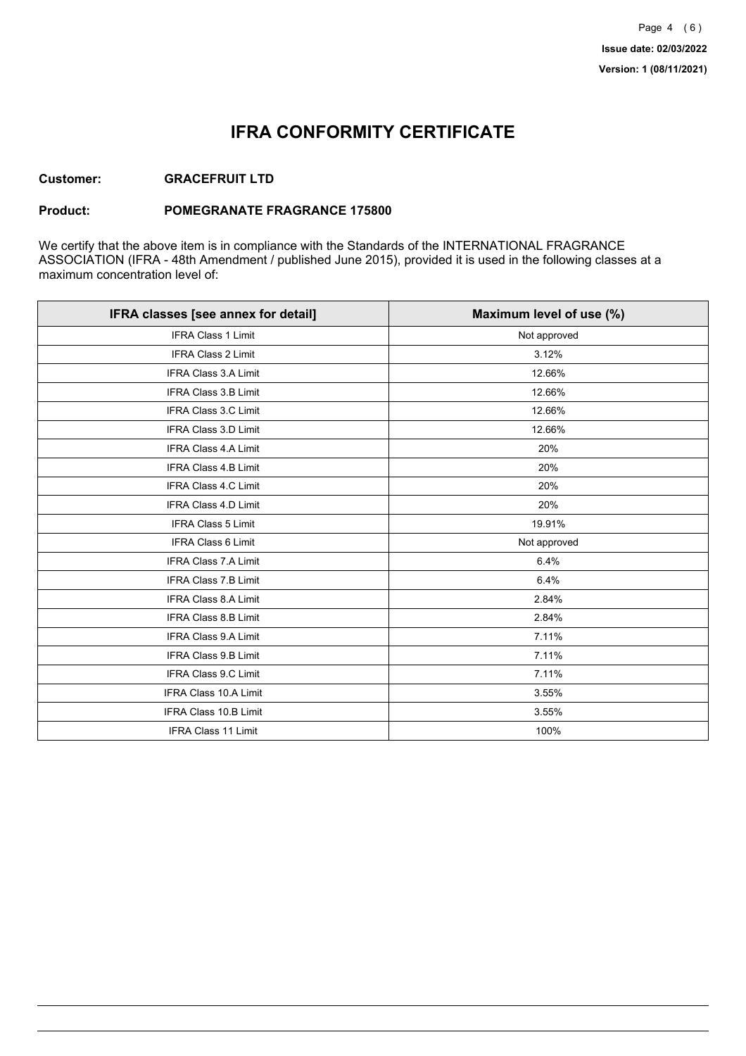Issue date: 02/03/2022

Version: 1 (08/11/2021)

# IFRA CONFORMITY CERTIFICATE

**Customer:** **GRACEFRUIT LTD**

**Product:** **POMEGRANATE FRAGRANCE 175800**

We certify that the above item is in compliance with the Standards of the INTERNATIONAL FRAGRANCE ASSOCIATION (IFRA - 48th Amendment / published June 2015), provided it is used in the following classes at a maximum concentration level of:

| IFRA classes [see annex for detail] | Maximum level of use (%) |
|---|---|
| IFRA Class 1 Limit | Not approved |
| IFRA Class 2 Limit | 3.12% |
| IFRA Class 3.A Limit | 12.66% |
| IFRA Class 3.B Limit | 12.66% |
| IFRA Class 3.C Limit | 12.66% |
| IFRA Class 3.D Limit | 12.66% |
| IFRA Class 4.A Limit | 20% |
| IFRA Class 4.B Limit | 20% |
| IFRA Class 4.C Limit | 20% |
| IFRA Class 4.D Limit | 20% |
| IFRA Class 5 Limit | 19.91% |
| IFRA Class 6 Limit | Not approved |
| IFRA Class 7.A Limit | 6.4% |
| IFRA Class 7.B Limit | 6.4% |
| IFRA Class 8.A Limit | 2.84% |
| IFRA Class 8.B Limit | 2.84% |
| IFRA Class 9.A Limit | 7.11% |
| IFRA Class 9.B Limit | 7.11% |
| IFRA Class 9.C Limit | 7.11% |
| IFRA Class 10.A Limit | 3.55% |
| IFRA Class 10.B Limit | 3.55% |
| IFRA Class 11 Limit | 100% |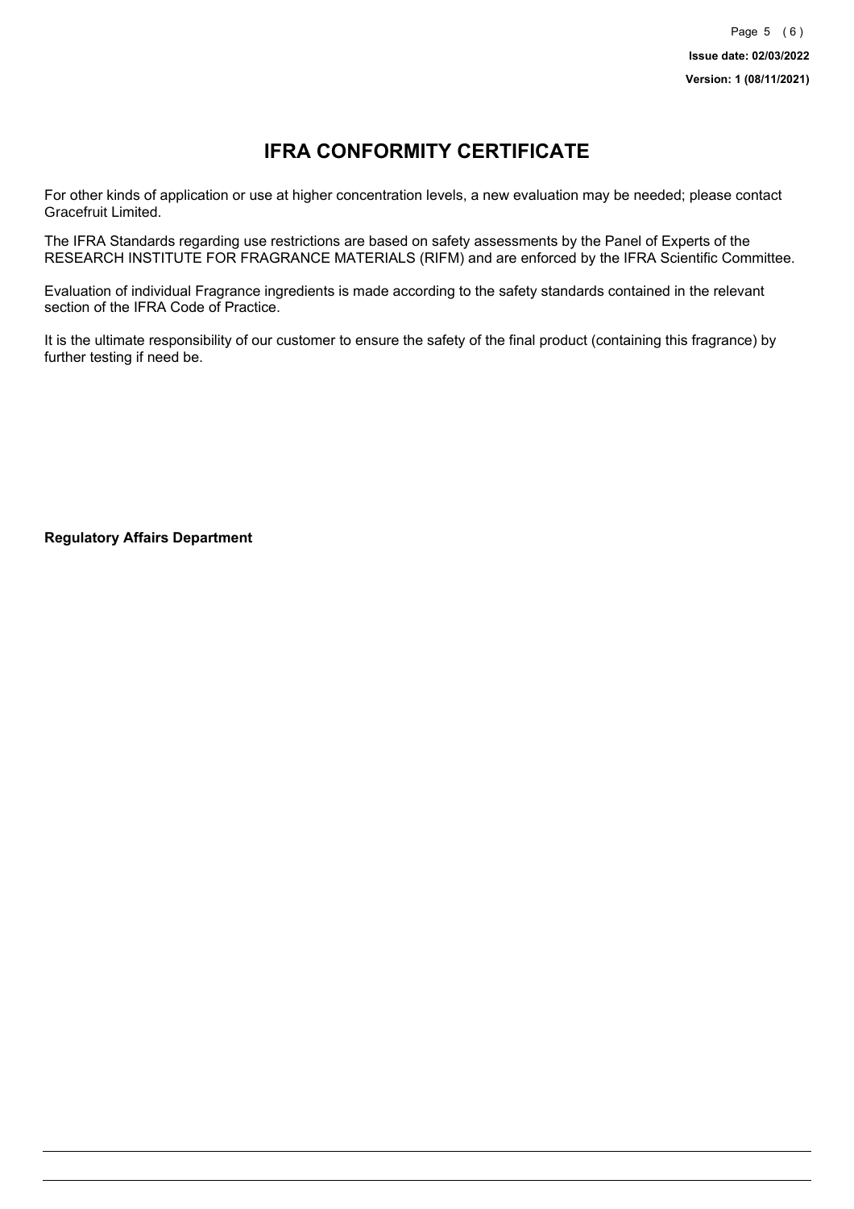# IFRA CONFORMITY CERTIFICATE

For other kinds of application or use at higher concentration levels, a new evaluation may be needed; please contact Gracefruit Limited.

The IFRA Standards regarding use restrictions are based on safety assessments by the Panel of Experts of the RESEARCH INSTITUTE FOR FRAGRANCE MATERIALS (RIFM) and are enforced by the IFRA Scientific Committee.

Evaluation of individual Fragrance ingredients is made according to the safety standards contained in the relevant section of the IFRA Code of Practice.

It is the ultimate responsibility of our customer to ensure the safety of the final product (containing this fragrance) by further testing if need be.

**Regulatory Affairs Department**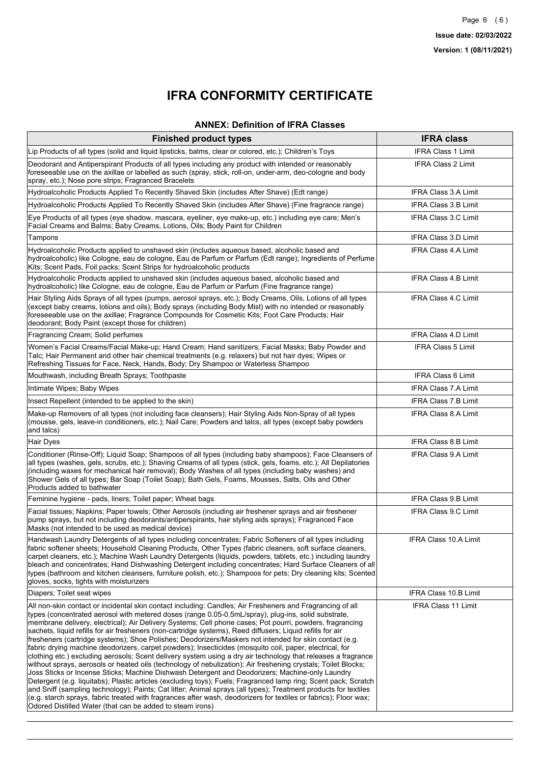# IFRA CONFORMITY CERTIFICATE

### ANNEX: Definition of IFRA Classes

| Finished product types | IFRA class |
| --- | --- |
| Lip Products of all types (solid and liquid lipsticks, balms, clear or colored, etc.); Children's Toys | IFRA Class 1 Limit |
| Deodorant and Antiperspirant Products of all types including any product with intended or reasonably foreseeable use on the axillae or labelled as such (spray, stick, roll-on, under-arm, deo-cologne and body spray, etc.); Nose pore strips; Fragranced Bracelets | IFRA Class 2 Limit |
| Hydroalcoholic Products Applied To Recently Shaved Skin (includes After Shave) (Edt range) | IFRA Class 3.A Limit |
| Hydroalcoholic Products Applied To Recently Shaved Skin (includes After Shave) (Fine fragrance range) | IFRA Class 3.B Limit |
| Eye Products of all types (eye shadow, mascara, eyeliner, eye make-up, etc.) including eye care; Men's Facial Creams and Balms; Baby Creams, Lotions, Oils; Body Paint for Children | IFRA Class 3.C Limit |
| Tampons | IFRA Class 3.D Limit |
| Hydroalcoholic Products applied to unshaved skin (includes aqueous based, alcoholic based and hydroalcoholic) like Cologne, eau de cologne, Eau de Parfum or Parfum (Edt range); Ingredients of Perfume Kits; Scent Pads, Foil packs; Scent Strips for hydroalcoholic products | IFRA Class 4.A Limit |
| Hydroalcoholic Products applied to unshaved skin (includes aqueous based, alcoholic based and hydroalcoholic) like Cologne, eau de cologne, Eau de Parfum or Parfum (Fine fragrance range) | IFRA Class 4.B Limit |
| Hair Styling Aids Sprays of all types (pumps, aerosol sprays, etc.); Body Creams, Oils, Lotions of all types (except baby creams, lotions and oils); Body sprays (including Body Mist) with no intended or reasonably foreseeable use on the axillae; Fragrance Compounds for Cosmetic Kits; Foot Care Products; Hair deodorant; Body Paint (except those for children) | IFRA Class 4.C Limit |
| Fragrancing Cream; Solid perfumes | IFRA Class 4.D Limit |
| Women's Facial Creams/Facial Make-up; Hand Cream; Hand sanitizers; Facial Masks; Baby Powder and Talc; Hair Permanent and other hair chemical treatments (e.g. relaxers) but not hair dyes; Wipes or Refreshing Tissues for Face, Neck, Hands, Body; Dry Shampoo or Waterless Shampoo | IFRA Class 5 Limit |
| Mouthwash, including Breath Sprays; Toothpaste | IFRA Class 6 Limit |
| Intimate Wipes; Baby Wipes | IFRA Class 7.A Limit |
| Insect Repellent (intended to be applied to the skin) | IFRA Class 7.B Limit |
| Make-up Removers of all types (not including face cleansers); Hair Styling Aids Non-Spray of all types (mousse, gels, leave-in conditioners, etc.); Nail Care; Powders and talcs, all types (except baby powders and talcs) | IFRA Class 8.A Limit |
| Hair Dyes | IFRA Class 8.B Limit |
| Conditioner (Rinse-Off); Liquid Soap; Shampoos of all types (including baby shampoos); Face Cleansers of all types (washes, gels, scrubs, etc.); Shaving Creams of all types (stick, gels, foams, etc.); All Depilatories (including waxes for mechanical hair removal); Body Washes of all types (including baby washes) and Shower Gels of all types; Bar Soap (Toilet Soap); Bath Gels, Foams, Mousses, Salts, Oils and Other Products added to bathwater | IFRA Class 9.A Limit |
| Feminine hygiene - pads, liners; Toilet paper; Wheat bags | IFRA Class 9.B Limit |
| Facial tissues; Napkins; Paper towels; Other Aerosols (including air freshener sprays and air freshener pump sprays, but not including deodorants/antiperspirants, hair styling aids sprays); Fragranced Face Masks (not intended to be used as medical device) | IFRA Class 9.C Limit |
| Handwash Laundry Detergents of all types including concentrates; Fabric Softeners of all types including fabric softener sheets; Household Cleaning Products, Other Types (fabric cleaners, soft surface cleaners, carpet cleaners, etc.); Machine Wash Laundry Detergents (liquids, powders, tablets, etc.) including laundry bleach and concentrates; Hand Dishwashing Detergent including concentrates; Hard Surface Cleaners of all types (bathroom and kitchen cleansers, furniture polish, etc.); Shampoos for pets; Dry cleaning kits; Scented gloves, socks, tights with moisturizers | IFRA Class 10.A Limit |
| Diapers; Toilet seat wipes | IFRA Class 10.B Limit |
| All non-skin contact or incidental skin contact including: Candles; Air Fresheners and Fragrancing of all types (concentrated aerosol with metered doses (range 0.05-0.5mL/spray), plug-ins, solid substrate, membrane delivery, electrical); Air Delivery Systems; Cell phone cases; Pot pourri, powders, fragrancing sachets, liquid refills for air fresheners (non-cartridge systems), Reed diffusers; Liquid refills for air fresheners (cartridge systems); Shoe Polishes; Deodorizers/Maskers not intended for skin contact (e.g. fabric drying machine deodorizers, carpet powders); Insecticides (mosquito coil, paper, electrical, for clothing etc.) excluding aerosols; Scent delivery system using a dry air technology that releases a fragrance without sprays, aerosols or heated oils (technology of nebulization); Air freshening crystals; Toilet Blocks; Joss Sticks or Incense Sticks; Machine Dishwash Detergent and Deodorizers; Machine-only Laundry Detergent (e.g. liquitabs); Plastic articles (excluding toys); Fuels; Fragranced lamp ring; Scent pack; Scratch and Sniff (sampling technology); Paints; Cat litter; Animal sprays (all types); Treatment products for textiles (e.g. starch sprays, fabric treated with fragrances after wash, deodorizers for textiles or fabrics); Floor wax; Odored Distilled Water (that can be added to steam irons) | IFRA Class 11 Limit |